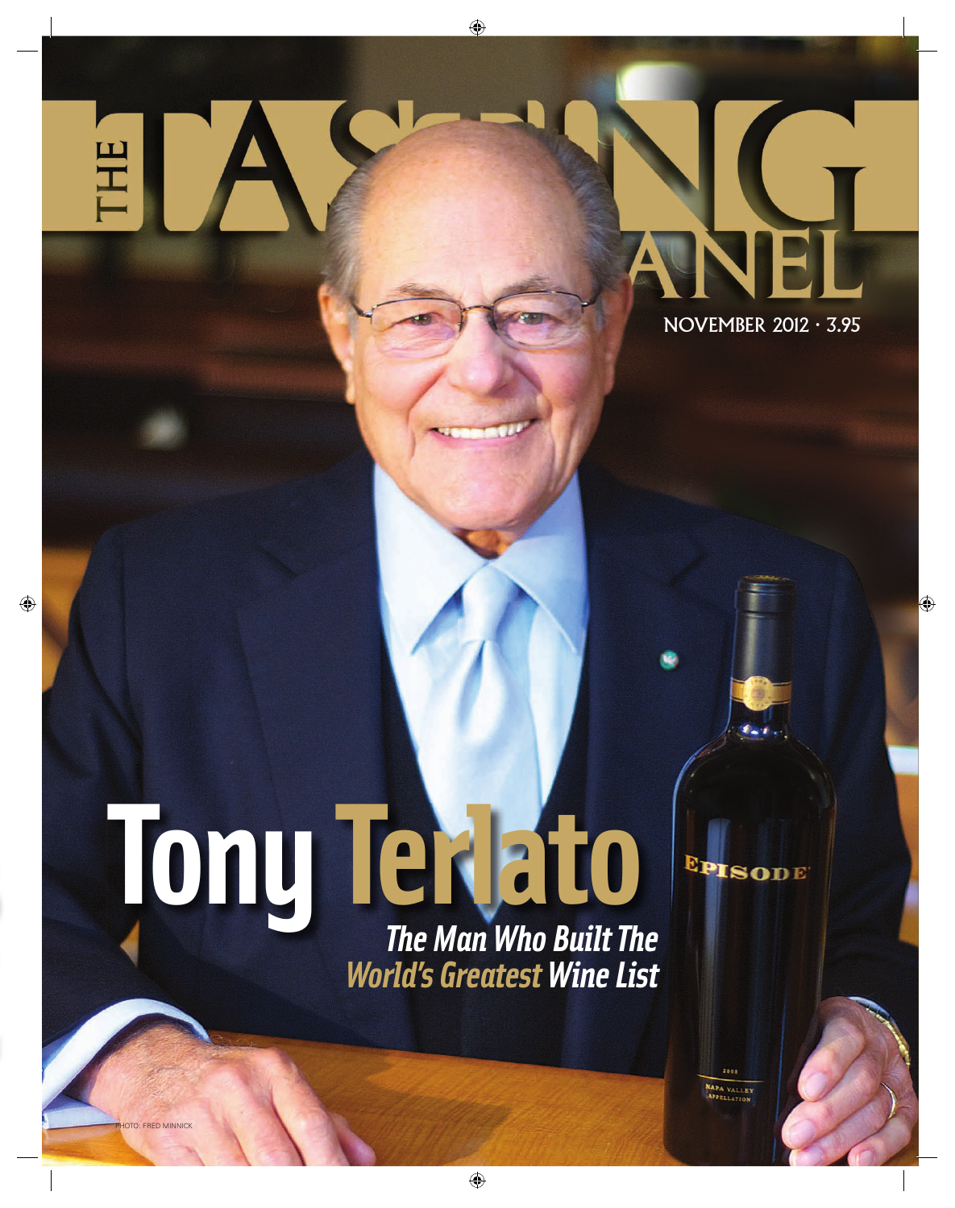# THE TASTING PANEL

NOVEMBER 2012 · 3.95

# Tony Terlato

***The Man Who Built The World's Greatest Wine List***

PHOTO: FRED MINNICK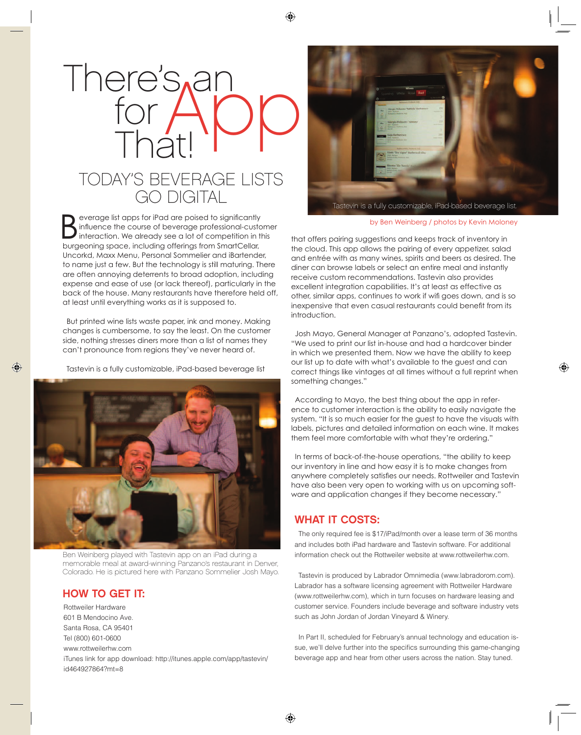# There's an App for That!

## TODAY'S BEVERAGE LISTS GO DIGITAL

Tastevin is a fully customizable, iPad-based beverage list

by Ben Weinberg / photos by Kevin Moloney

Beverage list apps for iPad are poised to significantly influence the course of beverage professional-customer interaction. We already see a lot of competition in this burgeoning space, including offerings from SmartCellar, Uncorkd, Maxx Menu, Personal Sommelier and iBartender, to name just a few. But the technology is still maturing. There are often annoying deterrents to broad adoption, including expense and ease of use (or lack thereof), particularly in the back of the house. Many restaurants have therefore held off, at least until everything works as it is supposed to.

But printed wine lists waste paper, ink and money. Making changes is cumbersome, to say the least. On the customer side, nothing stresses diners more than a list of names they can't pronounce from regions they've never heard of.

Tastevin is a fully customizable, iPad-based beverage list that offers pairing suggestions and keeps track of inventory in the cloud. This app allows the pairing of every appetizer, salad and entrée with as many wines, spirits and beers as desired. The diner can browse labels or select an entire meal and instantly receive custom recommendations. Tastevin also provides excellent integration capabilities. It's at least as effective as other, similar apps, continues to work if wifi goes down, and is so inexpensive that even casual restaurants could benefit from its introduction.

Ben Weinberg played with Tastevin app on an iPad during a memorable meal at award-winning Panzano's restaurant in Denver, Colorado. He is pictured here with Panzano Sommelier Josh Mayo.

Josh Mayo, General Manager at Panzano's, adopted Tastevin. "We used to print our list in-house and had a hardcover binder in which we presented them. Now we have the ability to keep our list up to date with what's available to the guest and can correct things like vintages at all times without a full reprint when something changes."

According to Mayo, the best thing about the app in reference to customer interaction is the ability to easily navigate the system. "It is so much easier for the guest to have the visuals with labels, pictures and detailed information on each wine. It makes them feel more comfortable with what they're ordering."

In terms of back-of-the-house operations, "the ability to keep our inventory in line and how easy it is to make changes from anywhere completely satisfies our needs. Rottweiler and Tastevin have also been very open to working with us on upcoming software and application changes if they become necessary."

### HOW TO GET IT:

Rottweiler Hardware
601 B Mendocino Ave.
Santa Rosa, CA 95401
Tel (800) 601-0600
www.rottweilerhw.com
iTunes link for app download: http://itunes.apple.com/app/tastevin/id464927864?mt=8

### WHAT IT COSTS:

The only required fee is $17/iPad/month over a lease term of 36 months and includes both iPad hardware and Tastevin software. For additional information check out the Rottweiler website at www.rottweilerhw.com.

Tastevin is produced by Labrador Omnimedia (www.labradorom.com). Labrador has a software licensing agreement with Rottweiler Hardware (www.rottweilerhw.com), which in turn focuses on hardware leasing and customer service. Founders include beverage and software industry vets such as John Jordan of Jordan Vineyard & Winery.

In Part II, scheduled for February's annual technology and education issue, we'll delve further into the specifics surrounding this game-changing beverage app and hear from other users across the nation. Stay tuned.